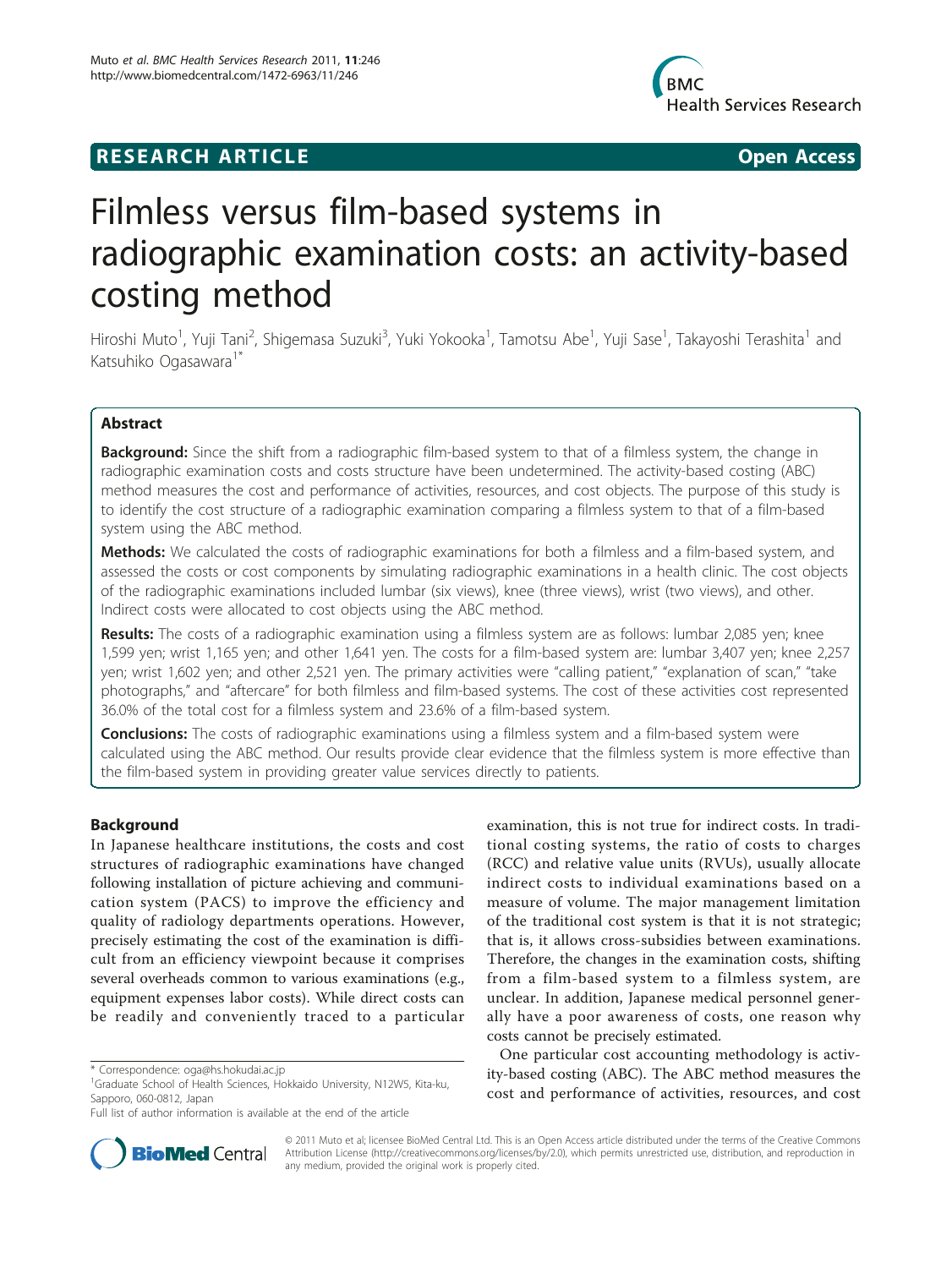# RESEARCH ARTICLE

Open Access

# Filmless versus film-based systems in radiographic examination costs: an activity-based costing method

Hiroshi Muto[1], Yuji Tani[2], Shigemasa Suzuki[3], Yuki Yokooka[1], Tamotsu Abe[1], Yuji Sase[1], Takayoshi Terashita[1] and Katsuhiko Ogasawara[1*]

## Abstract

**Background:** Since the shift from a radiographic film-based system to that of a filmless system, the change in radiographic examination costs and costs structure have been undetermined. The activity-based costing (ABC) method measures the cost and performance of activities, resources, and cost objects. The purpose of this study is to identify the cost structure of a radiographic examination comparing a filmless system to that of a film-based system using the ABC method.

**Methods:** We calculated the costs of radiographic examinations for both a filmless and a film-based system, and assessed the costs or cost components by simulating radiographic examinations in a health clinic. The cost objects of the radiographic examinations included lumbar (six views), knee (three views), wrist (two views), and other. Indirect costs were allocated to cost objects using the ABC method.

**Results:** The costs of a radiographic examination using a filmless system are as follows: lumbar 2,085 yen; knee 1,599 yen; wrist 1,165 yen; and other 1,641 yen. The costs for a film-based system are: lumbar 3,407 yen; knee 2,257 yen; wrist 1,602 yen; and other 2,521 yen. The primary activities were "calling patient," "explanation of scan," "take photographs," and "aftercare" for both filmless and film-based systems. The cost of these activities cost represented 36.0% of the total cost for a filmless system and 23.6% of a film-based system.

**Conclusions:** The costs of radiographic examinations using a filmless system and a film-based system were calculated using the ABC method. Our results provide clear evidence that the filmless system is more effective than the film-based system in providing greater value services directly to patients.

## Background

In Japanese healthcare institutions, the costs and cost structures of radiographic examinations have changed following installation of picture achieving and communication system (PACS) to improve the efficiency and quality of radiology departments operations. However, precisely estimating the cost of the examination is difficult from an efficiency viewpoint because it comprises several overheads common to various examinations (e.g., equipment expenses labor costs). While direct costs can be readily and conveniently traced to a particular examination, this is not true for indirect costs. In traditional costing systems, the ratio of costs to charges (RCC) and relative value units (RVUs), usually allocate indirect costs to individual examinations based on a measure of volume. The major management limitation of the traditional cost system is that it is not strategic; that is, it allows cross-subsidies between examinations. Therefore, the changes in the examination costs, shifting from a film-based system to a filmless system, are unclear. In addition, Japanese medical personnel generally have a poor awareness of costs, one reason why costs cannot be precisely estimated.

One particular cost accounting methodology is activity-based costing (ABC). The ABC method measures the cost and performance of activities, resources, and cost

\* Correspondence: oga@hs.hokudai.ac.jp
[1]Graduate School of Health Sciences, Hokkaido University, N12W5, Kita-ku, Sapporo, 060-0812, Japan
Full list of author information is available at the end of the article

© 2011 Muto et al; licensee BioMed Central Ltd. This is an Open Access article distributed under the terms of the Creative Commons Attribution License (http://creativecommons.org/licenses/by/2.0), which permits unrestricted use, distribution, and reproduction in any medium, provided the original work is properly cited.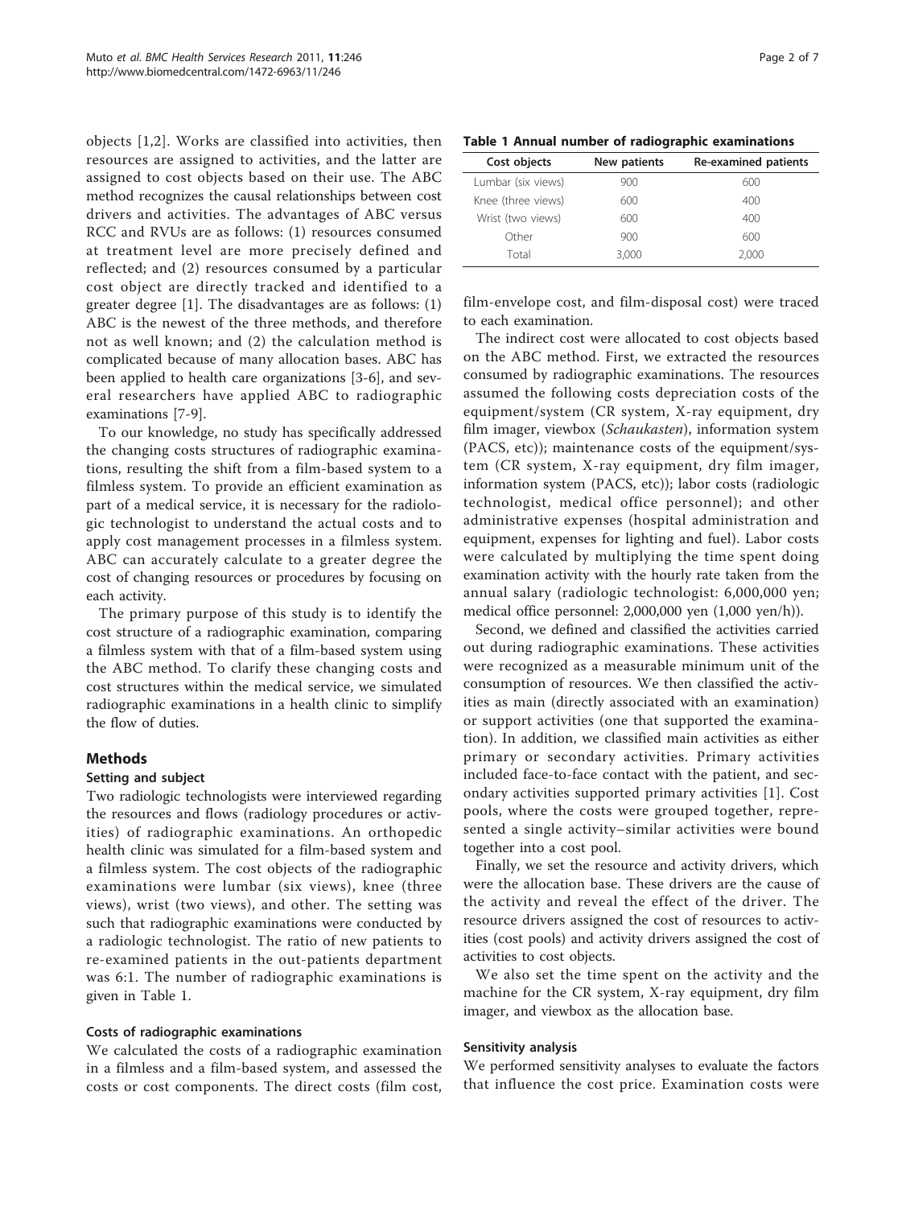objects [1,2]. Works are classified into activities, then resources are assigned to activities, and the latter are assigned to cost objects based on their use. The ABC method recognizes the causal relationships between cost drivers and activities. The advantages of ABC versus RCC and RVUs are as follows: (1) resources consumed at treatment level are more precisely defined and reflected; and (2) resources consumed by a particular cost object are directly tracked and identified to a greater degree [1]. The disadvantages are as follows: (1) ABC is the newest of the three methods, and therefore not as well known; and (2) the calculation method is complicated because of many allocation bases. ABC has been applied to health care organizations [3-6], and several researchers have applied ABC to radiographic examinations [7-9].

To our knowledge, no study has specifically addressed the changing costs structures of radiographic examinations, resulting the shift from a film-based system to a filmless system. To provide an efficient examination as part of a medical service, it is necessary for the radiologic technologist to understand the actual costs and to apply cost management processes in a filmless system. ABC can accurately calculate to a greater degree the cost of changing resources or procedures by focusing on each activity.

The primary purpose of this study is to identify the cost structure of a radiographic examination, comparing a filmless system with that of a film-based system using the ABC method. To clarify these changing costs and cost structures within the medical service, we simulated radiographic examinations in a health clinic to simplify the flow of duties.

## Methods

### Setting and subject

Two radiologic technologists were interviewed regarding the resources and flows (radiology procedures or activities) of radiographic examinations. An orthopedic health clinic was simulated for a film-based system and a filmless system. The cost objects of the radiographic examinations were lumbar (six views), knee (three views), wrist (two views), and other. The setting was such that radiographic examinations were conducted by a radiologic technologist. The ratio of new patients to re-examined patients in the out-patients department was 6:1. The number of radiographic examinations is given in Table 1.

### Costs of radiographic examinations

We calculated the costs of a radiographic examination in a filmless and a film-based system, and assessed the costs or cost components. The direct costs (film cost, film-envelope cost, and film-disposal cost) were traced to each examination.

**Table 1 Annual number of radiographic examinations**

| Cost objects | New patients | Re-examined patients |
|---|---|---|
| Lumbar (six views) | 900 | 600 |
| Knee (three views) | 600 | 400 |
| Wrist (two views) | 600 | 400 |
| Other | 900 | 600 |
| Total | 3,000 | 2,000 |

The indirect cost were allocated to cost objects based on the ABC method. First, we extracted the resources consumed by radiographic examinations. The resources assumed the following costs depreciation costs of the equipment/system (CR system, X-ray equipment, dry film imager, viewbox (*Schaukasten*), information system (PACS, etc)); maintenance costs of the equipment/system (CR system, X-ray equipment, dry film imager, information system (PACS, etc)); labor costs (radiologic technologist, medical office personnel); and other administrative expenses (hospital administration and equipment, expenses for lighting and fuel). Labor costs were calculated by multiplying the time spent doing examination activity with the hourly rate taken from the annual salary (radiologic technologist: 6,000,000 yen; medical office personnel: 2,000,000 yen (1,000 yen/h)).

Second, we defined and classified the activities carried out during radiographic examinations. These activities were recognized as a measurable minimum unit of the consumption of resources. We then classified the activities as main (directly associated with an examination) or support activities (one that supported the examination). In addition, we classified main activities as either primary or secondary activities. Primary activities included face-to-face contact with the patient, and secondary activities supported primary activities [1]. Cost pools, where the costs were grouped together, represented a single activity–similar activities were bound together into a cost pool.

Finally, we set the resource and activity drivers, which were the allocation base. These drivers are the cause of the activity and reveal the effect of the driver. The resource drivers assigned the cost of resources to activities (cost pools) and activity drivers assigned the cost of activities to cost objects.

We also set the time spent on the activity and the machine for the CR system, X-ray equipment, dry film imager, and viewbox as the allocation base.

### Sensitivity analysis

We performed sensitivity analyses to evaluate the factors that influence the cost price. Examination costs were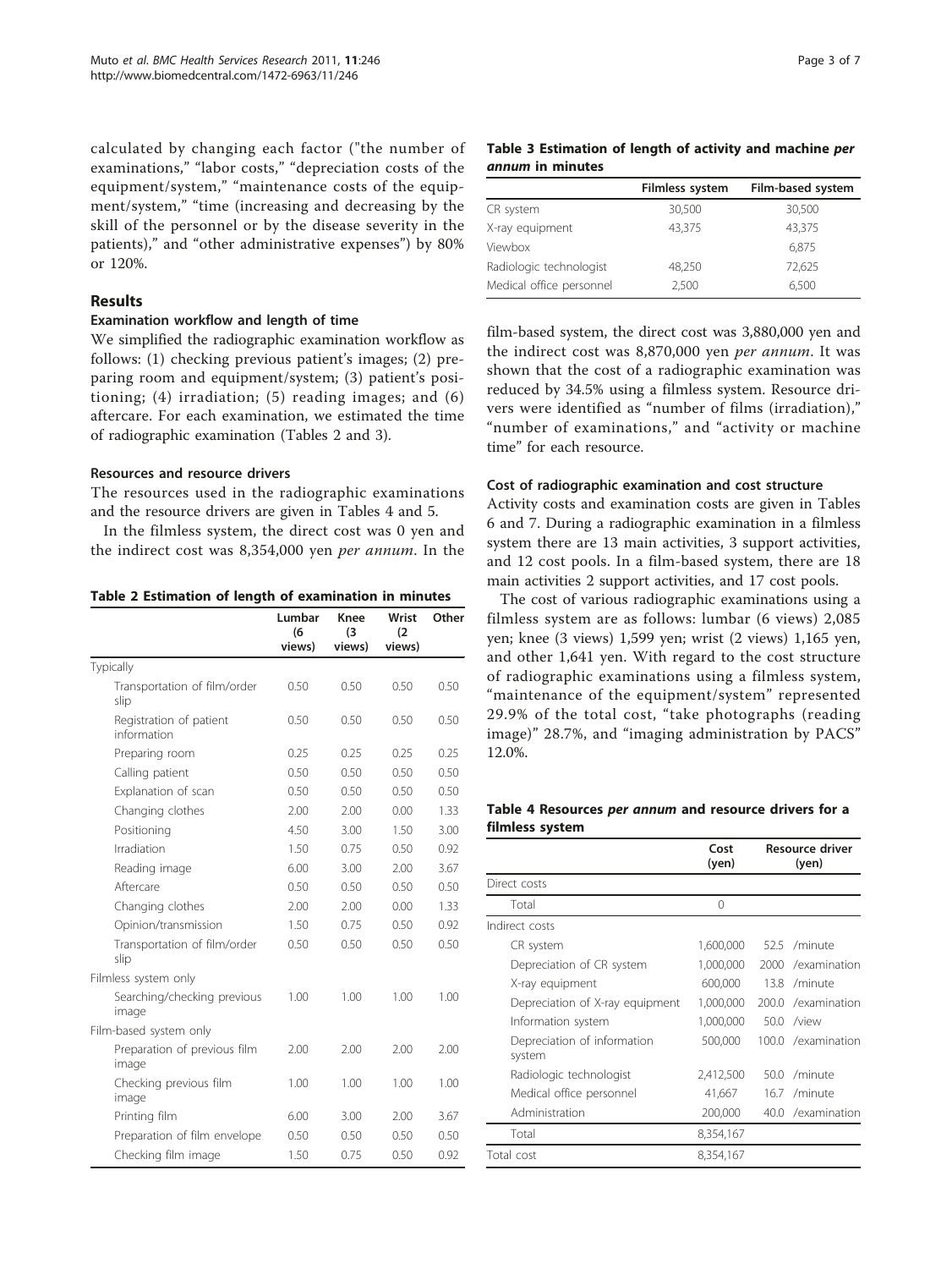calculated by changing each factor ("the number of examinations," "labor costs," "depreciation costs of the equipment/system," "maintenance costs of the equipment/system," "time (increasing and decreasing by the skill of the personnel or by the disease severity in the patients)," and "other administrative expenses") by 80% or 120%.

## Results

### Examination workflow and length of time

We simplified the radiographic examination workflow as follows: (1) checking previous patient's images; (2) preparing room and equipment/system; (3) patient's positioning; (4) irradiation; (5) reading images; and (6) aftercare. For each examination, we estimated the time of radiographic examination (Tables 2 and 3).

### Resources and resource drivers

The resources used in the radiographic examinations and the resource drivers are given in Tables 4 and 5.

In the filmless system, the direct cost was 0 yen and the indirect cost was 8,354,000 yen *per annum*. In the film-based system, the direct cost was 3,880,000 yen and the indirect cost was 8,870,000 yen *per annum*. It was shown that the cost of a radiographic examination was reduced by 34.5% using a filmless system. Resource drivers were identified as "number of films (irradiation)," "number of examinations," and "activity or machine time" for each resource.

**Table 2 Estimation of length of examination in minutes**

| | Lumbar (6 views) | Knee (3 views) | Wrist (2 views) | Other |
|---|---|---|---|---|
| Typically | | | | |
| Transportation of film/order slip | 0.50 | 0.50 | 0.50 | 0.50 |
| Registration of patient information | 0.50 | 0.50 | 0.50 | 0.50 |
| Preparing room | 0.25 | 0.25 | 0.25 | 0.25 |
| Calling patient | 0.50 | 0.50 | 0.50 | 0.50 |
| Explanation of scan | 0.50 | 0.50 | 0.50 | 0.50 |
| Changing clothes | 2.00 | 2.00 | 0.00 | 1.33 |
| Positioning | 4.50 | 3.00 | 1.50 | 3.00 |
| Irradiation | 1.50 | 0.75 | 0.50 | 0.92 |
| Reading image | 6.00 | 3.00 | 2.00 | 3.67 |
| Aftercare | 0.50 | 0.50 | 0.50 | 0.50 |
| Changing clothes | 2.00 | 2.00 | 0.00 | 1.33 |
| Opinion/transmission | 1.50 | 0.75 | 0.50 | 0.92 |
| Transportation of film/order slip | 0.50 | 0.50 | 0.50 | 0.50 |
| Filmless system only | | | | |
| Searching/checking previous image | 1.00 | 1.00 | 1.00 | 1.00 |
| Film-based system only | | | | |
| Preparation of previous film image | 2.00 | 2.00 | 2.00 | 2.00 |
| Checking previous film image | 1.00 | 1.00 | 1.00 | 1.00 |
| Printing film | 6.00 | 3.00 | 2.00 | 3.67 |
| Preparation of film envelope | 0.50 | 0.50 | 0.50 | 0.50 |
| Checking film image | 1.50 | 0.75 | 0.50 | 0.92 |

**Table 3 Estimation of length of activity and machine *per annum* in minutes**

| | Filmless system | Film-based system |
|---|---|---|
| CR system | 30,500 | 30,500 |
| X-ray equipment | 43,375 | 43,375 |
| Viewbox | | 6,875 |
| Radiologic technologist | 48,250 | 72,625 |
| Medical office personnel | 2,500 | 6,500 |

### Cost of radiographic examination and cost structure

Activity costs and examination costs are given in Tables 6 and 7. During a radiographic examination in a filmless system there are 13 main activities, 3 support activities, and 12 cost pools. In a film-based system, there are 18 main activities 2 support activities, and 17 cost pools.

The cost of various radiographic examinations using a filmless system are as follows: lumbar (6 views) 2,085 yen; knee (3 views) 1,599 yen; wrist (2 views) 1,165 yen, and other 1,641 yen. With regard to the cost structure of radiographic examinations using a filmless system, "maintenance of the equipment/system" represented 29.9% of the total cost, "take photographs (reading image)" 28.7%, and "imaging administration by PACS" 12.0%.

**Table 4 Resources *per annum* and resource drivers for a filmless system**

| | Cost (yen) | Resource driver (yen) | |
|---|---|---|---|
| Direct costs | | | |
| Total | 0 | | |
| Indirect costs | | | |
| CR system | 1,600,000 | 52.5 | /minute |
| Depreciation of CR system | 1,000,000 | 2000 | /examination |
| X-ray equipment | 600,000 | 13.8 | /minute |
| Depreciation of X-ray equipment | 1,000,000 | 200.0 | /examination |
| Information system | 1,000,000 | 50.0 | /view |
| Depreciation of information system | 500,000 | 100.0 | /examination |
| Radiologic technologist | 2,412,500 | 50.0 | /minute |
| Medical office personnel | 41,667 | 16.7 | /minute |
| Administration | 200,000 | 40.0 | /examination |
| Total | 8,354,167 | | |
| Total cost | 8,354,167 | | |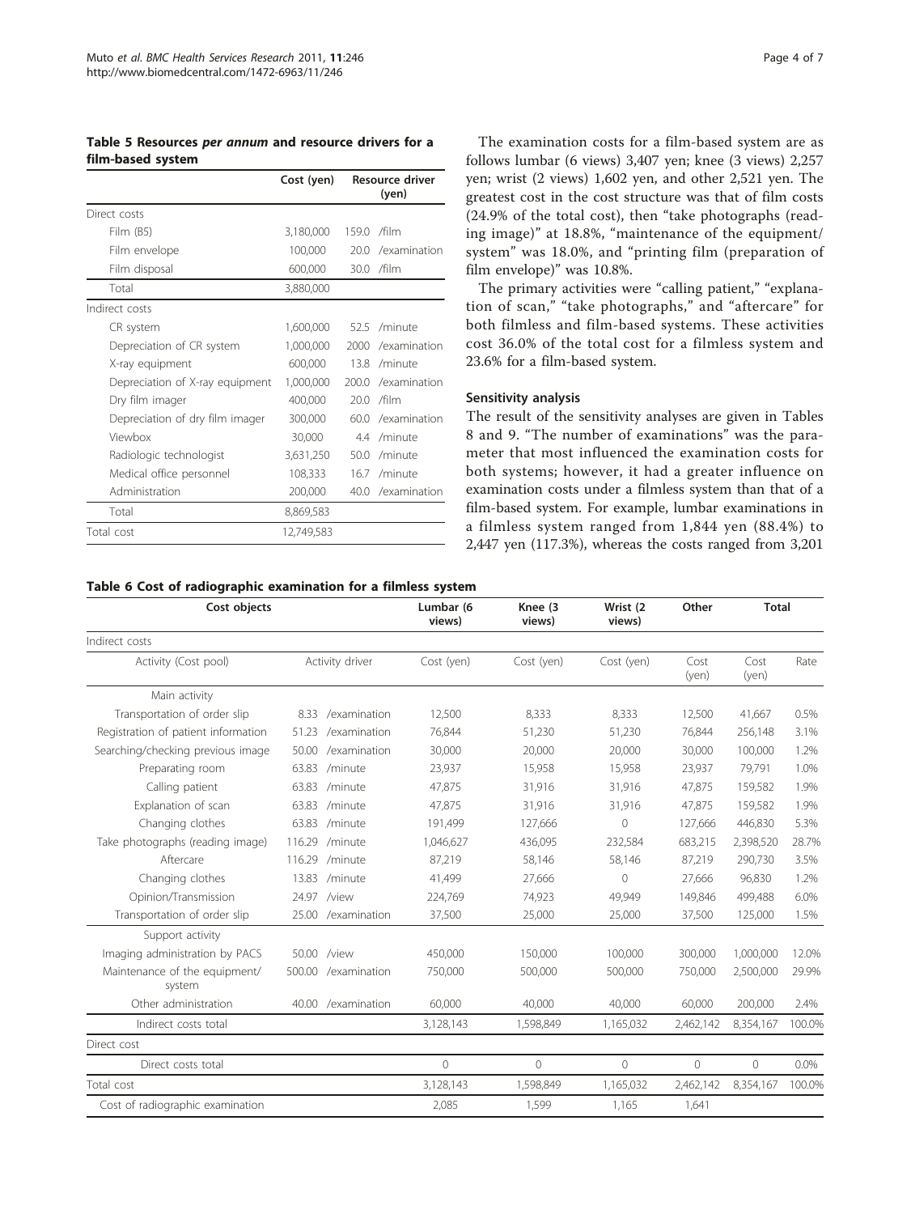**Table 5 Resources *per annum* and resource drivers for a film-based system**

| | Cost (yen) | Resource driver (yen) | |
|---|---|---|---|
| Direct costs | | | |
| Film (B5) | 3,180,000 | 159.0 | /film |
| Film envelope | 100,000 | 20.0 | /examination |
| Film disposal | 600,000 | 30.0 | /film |
| Total | 3,880,000 | | |
| Indirect costs | | | |
| CR system | 1,600,000 | 52.5 | /minute |
| Depreciation of CR system | 1,000,000 | 2000 | /examination |
| X-ray equipment | 600,000 | 13.8 | /minute |
| Depreciation of X-ray equipment | 1,000,000 | 200.0 | /examination |
| Dry film imager | 400,000 | 20.0 | /film |
| Depreciation of dry film imager | 300,000 | 60.0 | /examination |
| Viewbox | 30,000 | 4.4 | /minute |
| Radiologic technologist | 3,631,250 | 50.0 | /minute |
| Medical office personnel | 108,333 | 16.7 | /minute |
| Administration | 200,000 | 40.0 | /examination |
| Total | 8,869,583 | | |
| Total cost | 12,749,583 | | |

The examination costs for a film-based system are as follows lumbar (6 views) 3,407 yen; knee (3 views) 2,257 yen; wrist (2 views) 1,602 yen, and other 2,521 yen. The greatest cost in the cost structure was that of film costs (24.9% of the total cost), then "take photographs (reading image)" at 18.8%, "maintenance of the equipment/system" was 18.0%, and "printing film (preparation of film envelope)" was 10.8%.

The primary activities were "calling patient," "explanation of scan," "take photographs," and "aftercare" for both filmless and film-based systems. These activities cost 36.0% of the total cost for a filmless system and 23.6% for a film-based system.

### Sensitivity analysis

The result of the sensitivity analyses are given in Tables 8 and 9. "The number of examinations" was the parameter that most influenced the examination costs for both systems; however, it had a greater influence on examination costs under a filmless system than that of a film-based system. For example, lumbar examinations in a filmless system ranged from 1,844 yen (88.4%) to 2,447 yen (117.3%), whereas the costs ranged from 3,201

**Table 6 Cost of radiographic examination for a filmless system**

| Cost objects | | | Lumbar (6 views) | Knee (3 views) | Wrist (2 views) | Other | Total | |
|---|---|---|---|---|---|---|---|---|
| Indirect costs | | | | | | | | |
| Activity (Cost pool) | Activity driver | | Cost (yen) | Cost (yen) | Cost (yen) | Cost (yen) | Cost (yen) | Rate |
| Main activity | | | | | | | | |
| Transportation of order slip | 8.33 | /examination | 12,500 | 8,333 | 8,333 | 12,500 | 41,667 | 0.5% |
| Registration of patient information | 51.23 | /examination | 76,844 | 51,230 | 51,230 | 76,844 | 256,148 | 3.1% |
| Searching/checking previous image | 50.00 | /examination | 30,000 | 20,000 | 20,000 | 30,000 | 100,000 | 1.2% |
| Preparating room | 63.83 | /minute | 23,937 | 15,958 | 15,958 | 23,937 | 79,791 | 1.0% |
| Calling patient | 63.83 | /minute | 47,875 | 31,916 | 31,916 | 47,875 | 159,582 | 1.9% |
| Explanation of scan | 63.83 | /minute | 47,875 | 31,916 | 31,916 | 47,875 | 159,582 | 1.9% |
| Changing clothes | 63.83 | /minute | 191,499 | 127,666 | 0 | 127,666 | 446,830 | 5.3% |
| Take photographs (reading image) | 116.29 | /minute | 1,046,627 | 436,095 | 232,584 | 683,215 | 2,398,520 | 28.7% |
| Aftercare | 116.29 | /minute | 87,219 | 58,146 | 58,146 | 87,219 | 290,730 | 3.5% |
| Changing clothes | 13.83 | /minute | 41,499 | 27,666 | 0 | 27,666 | 96,830 | 1.2% |
| Opinion/Transmission | 24.97 | /view | 224,769 | 74,923 | 49,949 | 149,846 | 499,488 | 6.0% |
| Transportation of order slip | 25.00 | /examination | 37,500 | 25,000 | 25,000 | 37,500 | 125,000 | 1.5% |
| Support activity | | | | | | | | |
| Imaging administration by PACS | 50.00 | /view | 450,000 | 150,000 | 100,000 | 300,000 | 1,000,000 | 12.0% |
| Maintenance of the equipment/system | 500.00 | /examination | 750,000 | 500,000 | 500,000 | 750,000 | 2,500,000 | 29.9% |
| Other administration | 40.00 | /examination | 60,000 | 40,000 | 40,000 | 60,000 | 200,000 | 2.4% |
| Indirect costs total | | | 3,128,143 | 1,598,849 | 1,165,032 | 2,462,142 | 8,354,167 | 100.0% |
| Direct cost | | | | | | | | |
| Direct costs total | | | 0 | 0 | 0 | 0 | 0 | 0.0% |
| Total cost | | | 3,128,143 | 1,598,849 | 1,165,032 | 2,462,142 | 8,354,167 | 100.0% |
| Cost of radiographic examination | | | 2,085 | 1,599 | 1,165 | 1,641 | | |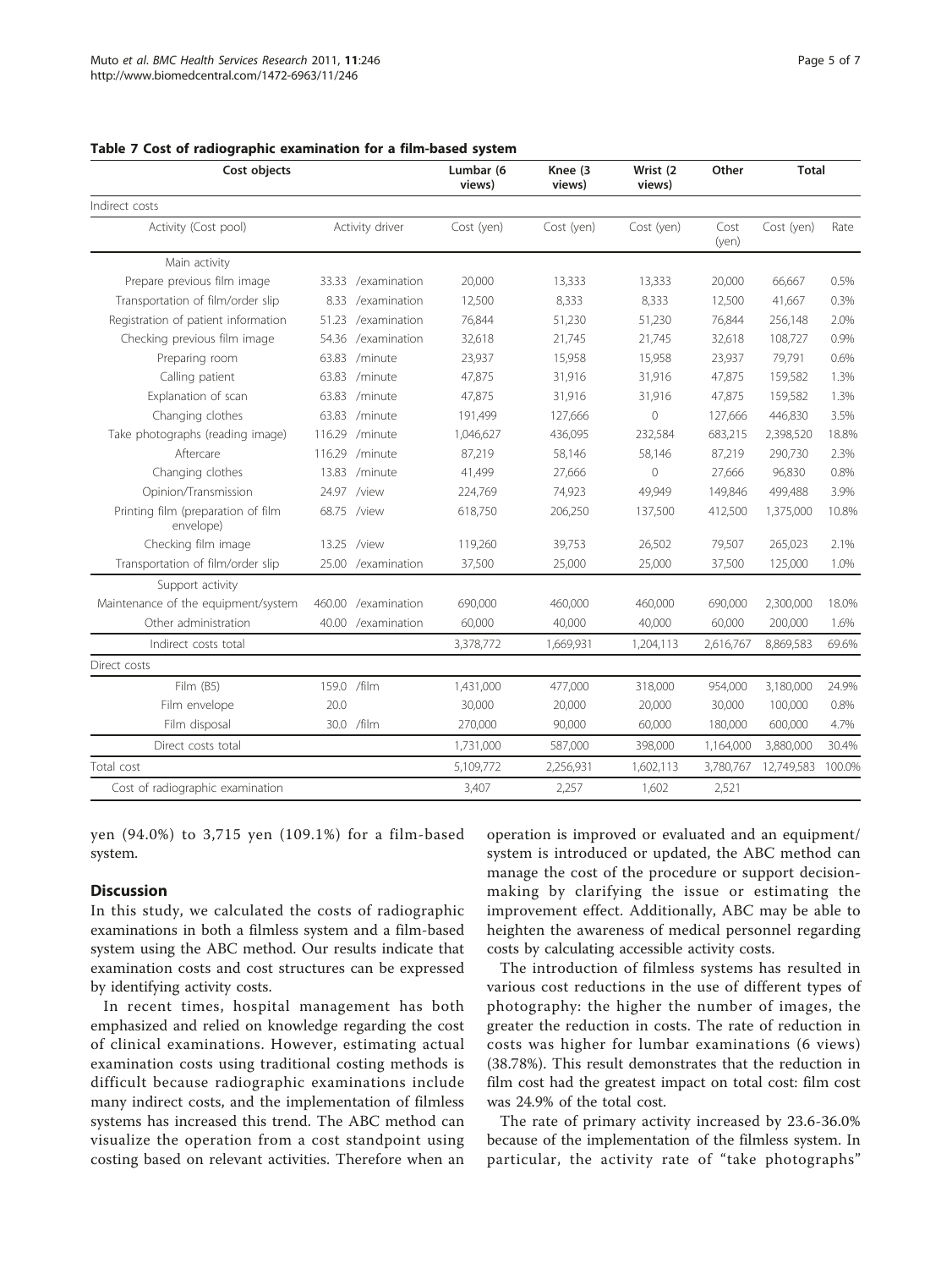**Table 7 Cost of radiographic examination for a film-based system**

| Cost objects | | Lumbar (6 views) | Knee (3 views) | Wrist (2 views) | Other | Total | |
|---|---|---|---|---|---|---|---|
| Indirect costs | | | | | | | |
| Activity (Cost pool) | Activity driver | Cost (yen) | Cost (yen) | Cost (yen) | Cost (yen) | Cost (yen) | Rate |
| Main activity | | | | | | | |
| Prepare previous film image | 33.33 /examination | 20,000 | 13,333 | 13,333 | 20,000 | 66,667 | 0.5% |
| Transportation of film/order slip | 8.33 /examination | 12,500 | 8,333 | 8,333 | 12,500 | 41,667 | 0.3% |
| Registration of patient information | 51.23 /examination | 76,844 | 51,230 | 51,230 | 76,844 | 256,148 | 2.0% |
| Checking previous film image | 54.36 /examination | 32,618 | 21,745 | 21,745 | 32,618 | 108,727 | 0.9% |
| Preparing room | 63.83 /minute | 23,937 | 15,958 | 15,958 | 23,937 | 79,791 | 0.6% |
| Calling patient | 63.83 /minute | 47,875 | 31,916 | 31,916 | 47,875 | 159,582 | 1.3% |
| Explanation of scan | 63.83 /minute | 47,875 | 31,916 | 31,916 | 47,875 | 159,582 | 1.3% |
| Changing clothes | 63.83 /minute | 191,499 | 127,666 | 0 | 127,666 | 446,830 | 3.5% |
| Take photographs (reading image) | 116.29 /minute | 1,046,627 | 436,095 | 232,584 | 683,215 | 2,398,520 | 18.8% |
| Aftercare | 116.29 /minute | 87,219 | 58,146 | 58,146 | 87,219 | 290,730 | 2.3% |
| Changing clothes | 13.83 /minute | 41,499 | 27,666 | 0 | 27,666 | 96,830 | 0.8% |
| Opinion/Transmission | 24.97 /view | 224,769 | 74,923 | 49,949 | 149,846 | 499,488 | 3.9% |
| Printing film (preparation of film envelope) | 68.75 /view | 618,750 | 206,250 | 137,500 | 412,500 | 1,375,000 | 10.8% |
| Checking film image | 13.25 /view | 119,260 | 39,753 | 26,502 | 79,507 | 265,023 | 2.1% |
| Transportation of film/order slip | 25.00 /examination | 37,500 | 25,000 | 25,000 | 37,500 | 125,000 | 1.0% |
| Support activity | | | | | | | |
| Maintenance of the equipment/system | 460.00 /examination | 690,000 | 460,000 | 460,000 | 690,000 | 2,300,000 | 18.0% |
| Other administration | 40.00 /examination | 60,000 | 40,000 | 40,000 | 60,000 | 200,000 | 1.6% |
| Indirect costs total | | 3,378,772 | 1,669,931 | 1,204,113 | 2,616,767 | 8,869,583 | 69.6% |
| Direct costs | | | | | | | |
| Film (B5) | 159.0 /film | 1,431,000 | 477,000 | 318,000 | 954,000 | 3,180,000 | 24.9% |
| Film envelope | 20.0 | 30,000 | 20,000 | 20,000 | 30,000 | 100,000 | 0.8% |
| Film disposal | 30.0 /film | 270,000 | 90,000 | 60,000 | 180,000 | 600,000 | 4.7% |
| Direct costs total | | 1,731,000 | 587,000 | 398,000 | 1,164,000 | 3,880,000 | 30.4% |
| Total cost | | 5,109,772 | 2,256,931 | 1,602,113 | 3,780,767 | 12,749,583 | 100.0% |
| Cost of radiographic examination | | 3,407 | 2,257 | 1,602 | 2,521 | | |

yen (94.0%) to 3,715 yen (109.1%) for a film-based system.

## Discussion

In this study, we calculated the costs of radiographic examinations in both a filmless system and a film-based system using the ABC method. Our results indicate that examination costs and cost structures can be expressed by identifying activity costs.

In recent times, hospital management has both emphasized and relied on knowledge regarding the cost of clinical examinations. However, estimating actual examination costs using traditional costing methods is difficult because radiographic examinations include many indirect costs, and the implementation of filmless systems has increased this trend. The ABC method can visualize the operation from a cost standpoint using costing based on relevant activities. Therefore when an operation is improved or evaluated and an equipment/system is introduced or updated, the ABC method can manage the cost of the procedure or support decision-making by clarifying the issue or estimating the improvement effect. Additionally, ABC may be able to heighten the awareness of medical personnel regarding costs by calculating accessible activity costs.

The introduction of filmless systems has resulted in various cost reductions in the use of different types of photography: the higher the number of images, the greater the reduction in costs. The rate of reduction in costs was higher for lumbar examinations (6 views) (38.78%). This result demonstrates that the reduction in film cost had the greatest impact on total cost: film cost was 24.9% of the total cost.

The rate of primary activity increased by 23.6-36.0% because of the implementation of the filmless system. In particular, the activity rate of "take photographs"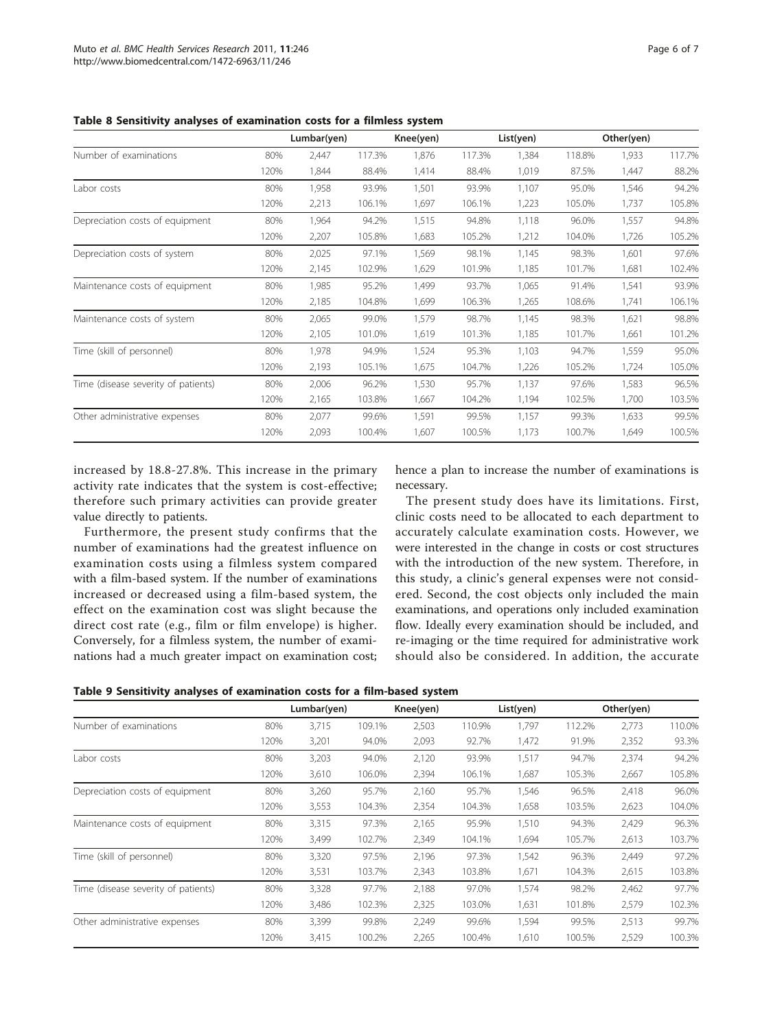**Table 8 Sensitivity analyses of examination costs for a filmless system**

| | | Lumbar(yen) | | Knee(yen) | | List(yen) | | Other(yen) | |
|---|---|---|---|---|---|---|---|---|---|
| Number of examinations | 80% | 2,447 | 117.3% | 1,876 | 117.3% | 1,384 | 118.8% | 1,933 | 117.7% |
| | 120% | 1,844 | 88.4% | 1,414 | 88.4% | 1,019 | 87.5% | 1,447 | 88.2% |
| Labor costs | 80% | 1,958 | 93.9% | 1,501 | 93.9% | 1,107 | 95.0% | 1,546 | 94.2% |
| | 120% | 2,213 | 106.1% | 1,697 | 106.1% | 1,223 | 105.0% | 1,737 | 105.8% |
| Depreciation costs of equipment | 80% | 1,964 | 94.2% | 1,515 | 94.8% | 1,118 | 96.0% | 1,557 | 94.8% |
| | 120% | 2,207 | 105.8% | 1,683 | 105.2% | 1,212 | 104.0% | 1,726 | 105.2% |
| Depreciation costs of system | 80% | 2,025 | 97.1% | 1,569 | 98.1% | 1,145 | 98.3% | 1,601 | 97.6% |
| | 120% | 2,145 | 102.9% | 1,629 | 101.9% | 1,185 | 101.7% | 1,681 | 102.4% |
| Maintenance costs of equipment | 80% | 1,985 | 95.2% | 1,499 | 93.7% | 1,065 | 91.4% | 1,541 | 93.9% |
| | 120% | 2,185 | 104.8% | 1,699 | 106.3% | 1,265 | 108.6% | 1,741 | 106.1% |
| Maintenance costs of system | 80% | 2,065 | 99.0% | 1,579 | 98.7% | 1,145 | 98.3% | 1,621 | 98.8% |
| | 120% | 2,105 | 101.0% | 1,619 | 101.3% | 1,185 | 101.7% | 1,661 | 101.2% |
| Time (skill of personnel) | 80% | 1,978 | 94.9% | 1,524 | 95.3% | 1,103 | 94.7% | 1,559 | 95.0% |
| | 120% | 2,193 | 105.1% | 1,675 | 104.7% | 1,226 | 105.2% | 1,724 | 105.0% |
| Time (disease severity of patients) | 80% | 2,006 | 96.2% | 1,530 | 95.7% | 1,137 | 97.6% | 1,583 | 96.5% |
| | 120% | 2,165 | 103.8% | 1,667 | 104.2% | 1,194 | 102.5% | 1,700 | 103.5% |
| Other administrative expenses | 80% | 2,077 | 99.6% | 1,591 | 99.5% | 1,157 | 99.3% | 1,633 | 99.5% |
| | 120% | 2,093 | 100.4% | 1,607 | 100.5% | 1,173 | 100.7% | 1,649 | 100.5% |

increased by 18.8-27.8%. This increase in the primary activity rate indicates that the system is cost-effective; therefore such primary activities can provide greater value directly to patients.

Furthermore, the present study confirms that the number of examinations had the greatest influence on examination costs using a filmless system compared with a film-based system. If the number of examinations increased or decreased using a film-based system, the effect on the examination cost was slight because the direct cost rate (e.g., film or film envelope) is higher. Conversely, for a filmless system, the number of examinations had a much greater impact on examination cost; hence a plan to increase the number of examinations is necessary.

The present study does have its limitations. First, clinic costs need to be allocated to each department to accurately calculate examination costs. However, we were interested in the change in costs or cost structures with the introduction of the new system. Therefore, in this study, a clinic's general expenses were not considered. Second, the cost objects only included the main examinations, and operations only included examination flow. Ideally every examination should be included, and re-imaging or the time required for administrative work should also be considered. In addition, the accurate

**Table 9 Sensitivity analyses of examination costs for a film-based system**

| | | Lumbar(yen) | | Knee(yen) | | List(yen) | | Other(yen) | |
|---|---|---|---|---|---|---|---|---|---|
| Number of examinations | 80% | 3,715 | 109.1% | 2,503 | 110.9% | 1,797 | 112.2% | 2,773 | 110.0% |
| | 120% | 3,201 | 94.0% | 2,093 | 92.7% | 1,472 | 91.9% | 2,352 | 93.3% |
| Labor costs | 80% | 3,203 | 94.0% | 2,120 | 93.9% | 1,517 | 94.7% | 2,374 | 94.2% |
| | 120% | 3,610 | 106.0% | 2,394 | 106.1% | 1,687 | 105.3% | 2,667 | 105.8% |
| Depreciation costs of equipment | 80% | 3,260 | 95.7% | 2,160 | 95.7% | 1,546 | 96.5% | 2,418 | 96.0% |
| | 120% | 3,553 | 104.3% | 2,354 | 104.3% | 1,658 | 103.5% | 2,623 | 104.0% |
| Maintenance costs of equipment | 80% | 3,315 | 97.3% | 2,165 | 95.9% | 1,510 | 94.3% | 2,429 | 96.3% |
| | 120% | 3,499 | 102.7% | 2,349 | 104.1% | 1,694 | 105.7% | 2,613 | 103.7% |
| Time (skill of personnel) | 80% | 3,320 | 97.5% | 2,196 | 97.3% | 1,542 | 96.3% | 2,449 | 97.2% |
| | 120% | 3,531 | 103.7% | 2,343 | 103.8% | 1,671 | 104.3% | 2,615 | 103.8% |
| Time (disease severity of patients) | 80% | 3,328 | 97.7% | 2,188 | 97.0% | 1,574 | 98.2% | 2,462 | 97.7% |
| | 120% | 3,486 | 102.3% | 2,325 | 103.0% | 1,631 | 101.8% | 2,579 | 102.3% |
| Other administrative expenses | 80% | 3,399 | 99.8% | 2,249 | 99.6% | 1,594 | 99.5% | 2,513 | 99.7% |
| | 120% | 3,415 | 100.2% | 2,265 | 100.4% | 1,610 | 100.5% | 2,529 | 100.3% |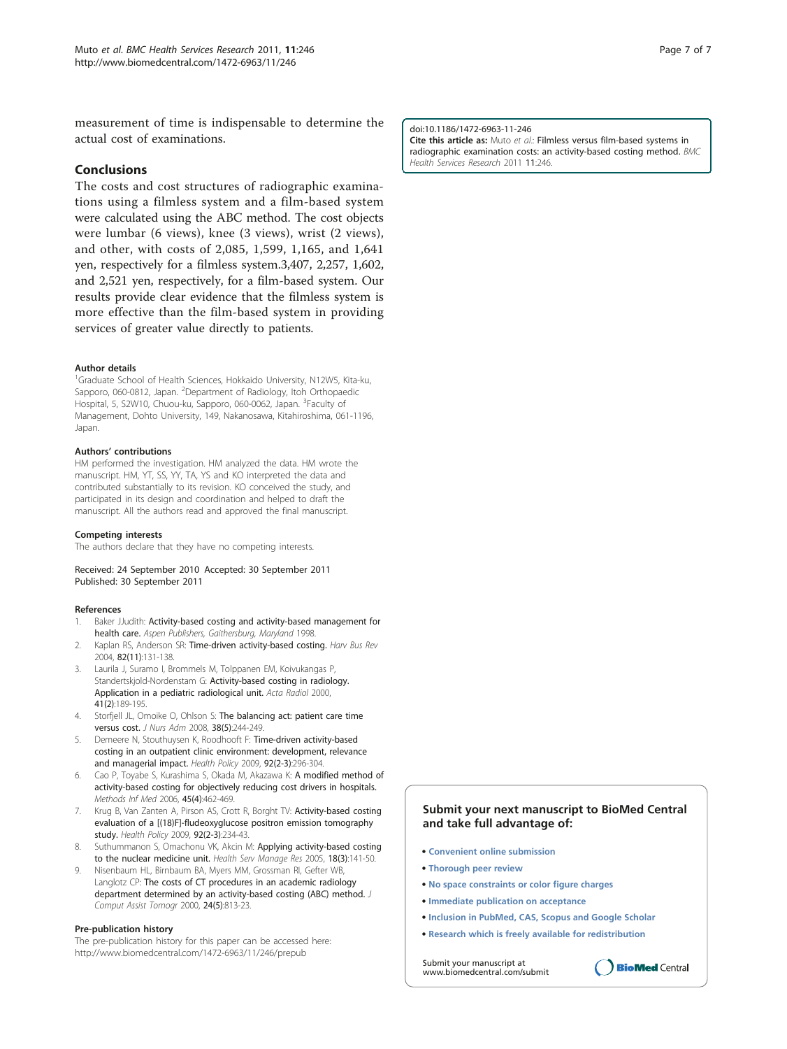measurement of time is indispensable to determine the actual cost of examinations.

## Conclusions

The costs and cost structures of radiographic examinations using a filmless system and a film-based system were calculated using the ABC method. The cost objects were lumbar (6 views), knee (3 views), wrist (2 views), and other, with costs of 2,085, 1,599, 1,165, and 1,641 yen, respectively for a filmless system.3,407, 2,257, 1,602, and 2,521 yen, respectively, for a film-based system. Our results provide clear evidence that the filmless system is more effective than the film-based system in providing services of greater value directly to patients.

#### Author details

[1]Graduate School of Health Sciences, Hokkaido University, N12W5, Kita-ku, Sapporo, 060-0812, Japan. [2]Department of Radiology, Itoh Orthopaedic Hospital, 5, S2W10, Chuou-ku, Sapporo, 060-0062, Japan. [3]Faculty of Management, Dohto University, 149, Nakanosawa, Kitahiroshima, 061-1196, Japan.

#### Authors' contributions

HM performed the investigation. HM analyzed the data. HM wrote the manuscript. HM, YT, SS, YY, TA, YS and KO interpreted the data and contributed substantially to its revision. KO conceived the study, and participated in its design and coordination and helped to draft the manuscript. All the authors read and approved the final manuscript.

#### Competing interests

The authors declare that they have no competing interests.

Received: 24 September 2010 Accepted: 30 September 2011
Published: 30 September 2011

#### References

1. Baker JJudith: **Activity-based costing and activity-based management for health care.** *Aspen Publishers, Gaithersburg, Maryland* 1998.
2. Kaplan RS, Anderson SR: **Time-driven activity-based costing.** *Harv Bus Rev* 2004, **82(11)**:131-138.
3. Laurila J, Suramo I, Brommels M, Tolppanen EM, Koivukangas P, Standertskjold-Nordenstam G: **Activity-based costing in radiology. Application in a pediatric radiological unit.** *Acta Radiol* 2000, **41(2)**:189-195.
4. Storfjell JL, Omoike O, Ohlson S: **The balancing act: patient care time versus cost.** *J Nurs Adm* 2008, **38(5)**:244-249.
5. Demeere N, Stouthuysen K, Roodhooft F: **Time-driven activity-based costing in an outpatient clinic environment: development, relevance and managerial impact.** *Health Policy* 2009, **92(2-3)**:296-304.
6. Cao P, Toyabe S, Kurashima S, Okada M, Akazawa K: **A modified method of activity-based costing for objectively reducing cost drivers in hospitals.** *Methods Inf Med* 2006, **45(4)**:462-469.
7. Krug B, Van Zanten A, Pirson AS, Crott R, Borght TV: **Activity-based costing evaluation of a [(18)F]-fludeoxyglucose positron emission tomography study.** *Health Policy* 2009, **92(2-3)**:234-43.
8. Suthummanon S, Omachonu VK, Akcin M: **Applying activity-based costing to the nuclear medicine unit.** *Health Serv Manage Res* 2005, **18(3)**:141-50.
9. Nisenbaum HL, Birnbaum BA, Myers MM, Grossman RI, Gefter WB, Langlotz CP: **The costs of CT procedures in an academic radiology department determined by an activity-based costing (ABC) method.** *J Comput Assist Tomogr* 2000, **24(5)**:813-23.

#### Pre-publication history

The pre-publication history for this paper can be accessed here:
http://www.biomedcentral.com/1472-6963/11/246/prepub

doi:10.1186/1472-6963-11-246
**Cite this article as:** Muto *et al.*: Filmless versus film-based systems in radiographic examination costs: an activity-based costing method. *BMC Health Services Research* 2011 **11**:246.